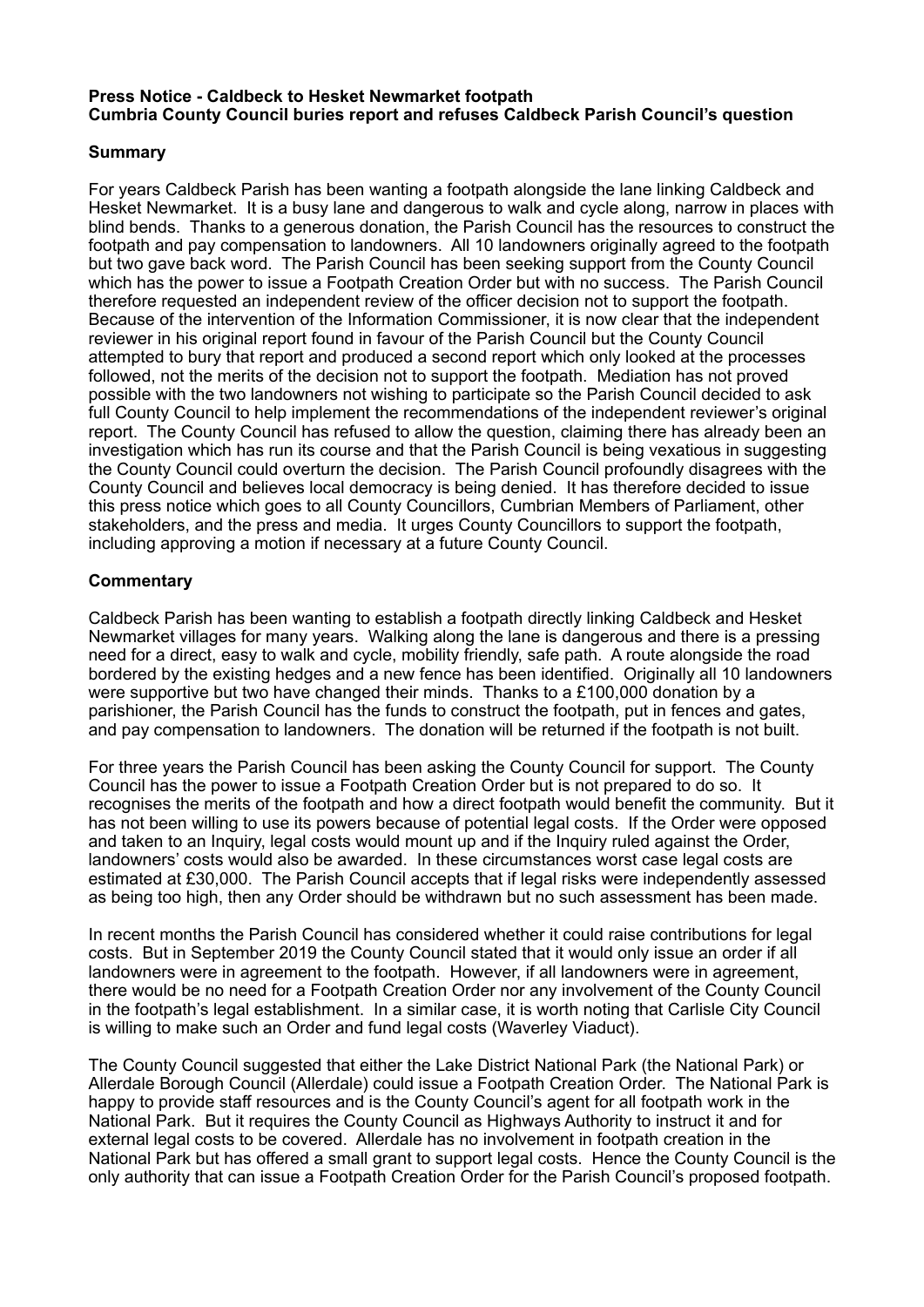**Press Notice - Caldbeck to Hesket Newmarket footpath**
**Cumbria County Council buries report and refuses Caldbeck Parish Council's question**

## Summary

For years Caldbeck Parish has been wanting a footpath alongside the lane linking Caldbeck and Hesket Newmarket. It is a busy lane and dangerous to walk and cycle along, narrow in places with blind bends. Thanks to a generous donation, the Parish Council has the resources to construct the footpath and pay compensation to landowners. All 10 landowners originally agreed to the footpath but two gave back word. The Parish Council has been seeking support from the County Council which has the power to issue a Footpath Creation Order but with no success. The Parish Council therefore requested an independent review of the officer decision not to support the footpath. Because of the intervention of the Information Commissioner, it is now clear that the independent reviewer in his original report found in favour of the Parish Council but the County Council attempted to bury that report and produced a second report which only looked at the processes followed, not the merits of the decision not to support the footpath. Mediation has not proved possible with the two landowners not wishing to participate so the Parish Council decided to ask full County Council to help implement the recommendations of the independent reviewer's original report. The County Council has refused to allow the question, claiming there has already been an investigation which has run its course and that the Parish Council is being vexatious in suggesting the County Council could overturn the decision. The Parish Council profoundly disagrees with the County Council and believes local democracy is being denied. It has therefore decided to issue this press notice which goes to all County Councillors, Cumbrian Members of Parliament, other stakeholders, and the press and media. It urges County Councillors to support the footpath, including approving a motion if necessary at a future County Council.

## Commentary

Caldbeck Parish has been wanting to establish a footpath directly linking Caldbeck and Hesket Newmarket villages for many years. Walking along the lane is dangerous and there is a pressing need for a direct, easy to walk and cycle, mobility friendly, safe path. A route alongside the road bordered by the existing hedges and a new fence has been identified. Originally all 10 landowners were supportive but two have changed their minds. Thanks to a £100,000 donation by a parishioner, the Parish Council has the funds to construct the footpath, put in fences and gates, and pay compensation to landowners. The donation will be returned if the footpath is not built.

For three years the Parish Council has been asking the County Council for support. The County Council has the power to issue a Footpath Creation Order but is not prepared to do so. It recognises the merits of the footpath and how a direct footpath would benefit the community. But it has not been willing to use its powers because of potential legal costs. If the Order were opposed and taken to an Inquiry, legal costs would mount up and if the Inquiry ruled against the Order, landowners' costs would also be awarded. In these circumstances worst case legal costs are estimated at £30,000. The Parish Council accepts that if legal risks were independently assessed as being too high, then any Order should be withdrawn but no such assessment has been made.

In recent months the Parish Council has considered whether it could raise contributions for legal costs. But in September 2019 the County Council stated that it would only issue an order if all landowners were in agreement to the footpath. However, if all landowners were in agreement, there would be no need for a Footpath Creation Order nor any involvement of the County Council in the footpath's legal establishment. In a similar case, it is worth noting that Carlisle City Council is willing to make such an Order and fund legal costs (Waverley Viaduct).

The County Council suggested that either the Lake District National Park (the National Park) or Allerdale Borough Council (Allerdale) could issue a Footpath Creation Order. The National Park is happy to provide staff resources and is the County Council's agent for all footpath work in the National Park. But it requires the County Council as Highways Authority to instruct it and for external legal costs to be covered. Allerdale has no involvement in footpath creation in the National Park but has offered a small grant to support legal costs. Hence the County Council is the only authority that can issue a Footpath Creation Order for the Parish Council's proposed footpath.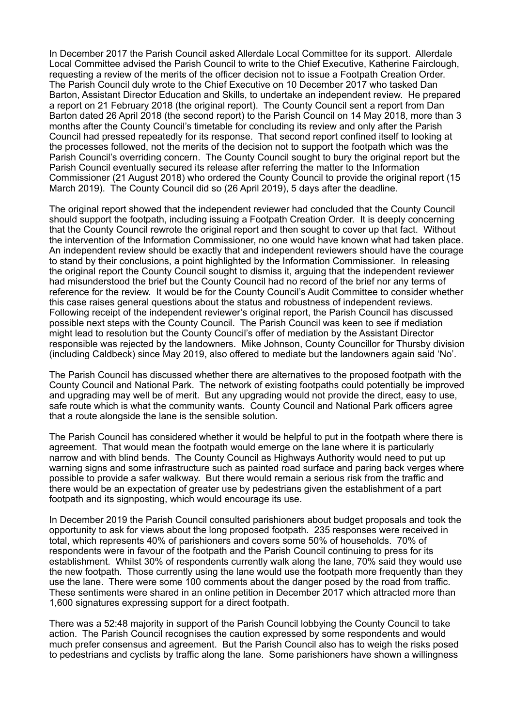In December 2017 the Parish Council asked Allerdale Local Committee for its support. Allerdale Local Committee advised the Parish Council to write to the Chief Executive, Katherine Fairclough, requesting a review of the merits of the officer decision not to issue a Footpath Creation Order. The Parish Council duly wrote to the Chief Executive on 10 December 2017 who tasked Dan Barton, Assistant Director Education and Skills, to undertake an independent review. He prepared a report on 21 February 2018 (the original report). The County Council sent a report from Dan Barton dated 26 April 2018 (the second report) to the Parish Council on 14 May 2018, more than 3 months after the County Council's timetable for concluding its review and only after the Parish Council had pressed repeatedly for its response. That second report confined itself to looking at the processes followed, not the merits of the decision not to support the footpath which was the Parish Council's overriding concern. The County Council sought to bury the original report but the Parish Council eventually secured its release after referring the matter to the Information Commissioner (21 August 2018) who ordered the County Council to provide the original report (15 March 2019). The County Council did so (26 April 2019), 5 days after the deadline.

The original report showed that the independent reviewer had concluded that the County Council should support the footpath, including issuing a Footpath Creation Order. It is deeply concerning that the County Council rewrote the original report and then sought to cover up that fact. Without the intervention of the Information Commissioner, no one would have known what had taken place. An independent review should be exactly that and independent reviewers should have the courage to stand by their conclusions, a point highlighted by the Information Commissioner. In releasing the original report the County Council sought to dismiss it, arguing that the independent reviewer had misunderstood the brief but the County Council had no record of the brief nor any terms of reference for the review. It would be for the County Council's Audit Committee to consider whether this case raises general questions about the status and robustness of independent reviews. Following receipt of the independent reviewer's original report, the Parish Council has discussed possible next steps with the County Council. The Parish Council was keen to see if mediation might lead to resolution but the County Council's offer of mediation by the Assistant Director responsible was rejected by the landowners. Mike Johnson, County Councillor for Thursby division (including Caldbeck) since May 2019, also offered to mediate but the landowners again said 'No'.

The Parish Council has discussed whether there are alternatives to the proposed footpath with the County Council and National Park. The network of existing footpaths could potentially be improved and upgrading may well be of merit. But any upgrading would not provide the direct, easy to use, safe route which is what the community wants. County Council and National Park officers agree that a route alongside the lane is the sensible solution.

The Parish Council has considered whether it would be helpful to put in the footpath where there is agreement. That would mean the footpath would emerge on the lane where it is particularly narrow and with blind bends. The County Council as Highways Authority would need to put up warning signs and some infrastructure such as painted road surface and paring back verges where possible to provide a safer walkway. But there would remain a serious risk from the traffic and there would be an expectation of greater use by pedestrians given the establishment of a part footpath and its signposting, which would encourage its use.

In December 2019 the Parish Council consulted parishioners about budget proposals and took the opportunity to ask for views about the long proposed footpath. 235 responses were received in total, which represents 40% of parishioners and covers some 50% of households. 70% of respondents were in favour of the footpath and the Parish Council continuing to press for its establishment. Whilst 30% of respondents currently walk along the lane, 70% said they would use the new footpath. Those currently using the lane would use the footpath more frequently than they use the lane. There were some 100 comments about the danger posed by the road from traffic. These sentiments were shared in an online petition in December 2017 which attracted more than 1,600 signatures expressing support for a direct footpath.

There was a 52:48 majority in support of the Parish Council lobbying the County Council to take action. The Parish Council recognises the caution expressed by some respondents and would much prefer consensus and agreement. But the Parish Council also has to weigh the risks posed to pedestrians and cyclists by traffic along the lane. Some parishioners have shown a willingness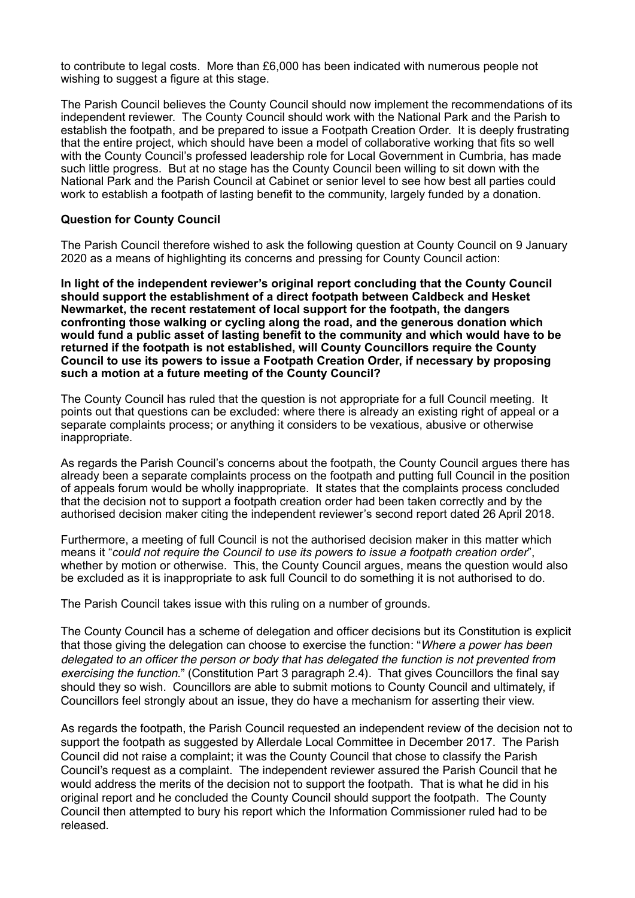to contribute to legal costs. More than £6,000 has been indicated with numerous people not wishing to suggest a figure at this stage.

The Parish Council believes the County Council should now implement the recommendations of its independent reviewer. The County Council should work with the National Park and the Parish to establish the footpath, and be prepared to issue a Footpath Creation Order. It is deeply frustrating that the entire project, which should have been a model of collaborative working that fits so well with the County Council's professed leadership role for Local Government in Cumbria, has made such little progress. But at no stage has the County Council been willing to sit down with the National Park and the Parish Council at Cabinet or senior level to see how best all parties could work to establish a footpath of lasting benefit to the community, largely funded by a donation.

**Question for County Council**

The Parish Council therefore wished to ask the following question at County Council on 9 January 2020 as a means of highlighting its concerns and pressing for County Council action:

**In light of the independent reviewer's original report concluding that the County Council should support the establishment of a direct footpath between Caldbeck and Hesket Newmarket, the recent restatement of local support for the footpath, the dangers confronting those walking or cycling along the road, and the generous donation which would fund a public asset of lasting benefit to the community and which would have to be returned if the footpath is not established, will County Councillors require the County Council to use its powers to issue a Footpath Creation Order, if necessary by proposing such a motion at a future meeting of the County Council?**

The County Council has ruled that the question is not appropriate for a full Council meeting. It points out that questions can be excluded: where there is already an existing right of appeal or a separate complaints process; or anything it considers to be vexatious, abusive or otherwise inappropriate.

As regards the Parish Council's concerns about the footpath, the County Council argues there has already been a separate complaints process on the footpath and putting full Council in the position of appeals forum would be wholly inappropriate. It states that the complaints process concluded that the decision not to support a footpath creation order had been taken correctly and by the authorised decision maker citing the independent reviewer's second report dated 26 April 2018.

Furthermore, a meeting of full Council is not the authorised decision maker in this matter which means it "*could not require the Council to use its powers to issue a footpath creation order*", whether by motion or otherwise. This, the County Council argues, means the question would also be excluded as it is inappropriate to ask full Council to do something it is not authorised to do.

The Parish Council takes issue with this ruling on a number of grounds.

The County Council has a scheme of delegation and officer decisions but its Constitution is explicit that those giving the delegation can choose to exercise the function: "*Where a power has been delegated to an officer the person or body that has delegated the function is not prevented from exercising the function.*" (Constitution Part 3 paragraph 2.4). That gives Councillors the final say should they so wish. Councillors are able to submit motions to County Council and ultimately, if Councillors feel strongly about an issue, they do have a mechanism for asserting their view.

As regards the footpath, the Parish Council requested an independent review of the decision not to support the footpath as suggested by Allerdale Local Committee in December 2017. The Parish Council did not raise a complaint; it was the County Council that chose to classify the Parish Council's request as a complaint. The independent reviewer assured the Parish Council that he would address the merits of the decision not to support the footpath. That is what he did in his original report and he concluded the County Council should support the footpath. The County Council then attempted to bury his report which the Information Commissioner ruled had to be released.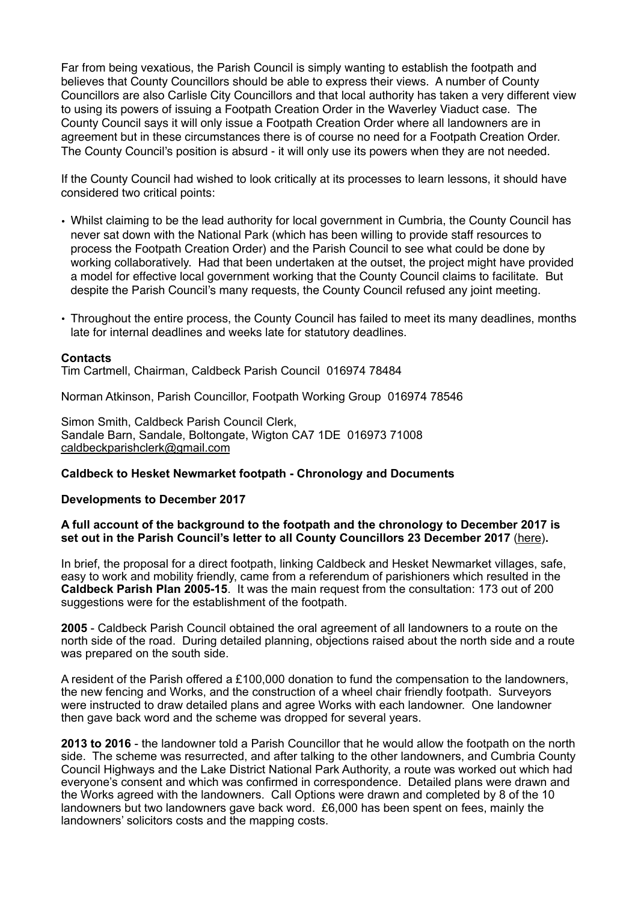Far from being vexatious, the Parish Council is simply wanting to establish the footpath and believes that County Councillors should be able to express their views. A number of County Councillors are also Carlisle City Councillors and that local authority has taken a very different view to using its powers of issuing a Footpath Creation Order in the Waverley Viaduct case. The County Council says it will only issue a Footpath Creation Order where all landowners are in agreement but in these circumstances there is of course no need for a Footpath Creation Order. The County Council's position is absurd - it will only use its powers when they are not needed.

If the County Council had wished to look critically at its processes to learn lessons, it should have considered two critical points:

- Whilst claiming to be the lead authority for local government in Cumbria, the County Council has never sat down with the National Park (which has been willing to provide staff resources to process the Footpath Creation Order) and the Parish Council to see what could be done by working collaboratively. Had that been undertaken at the outset, the project might have provided a model for effective local government working that the County Council claims to facilitate. But despite the Parish Council's many requests, the County Council refused any joint meeting.
- Throughout the entire process, the County Council has failed to meet its many deadlines, months late for internal deadlines and weeks late for statutory deadlines.

**Contacts**

Tim Cartmell, Chairman, Caldbeck Parish Council 016974 78484

Norman Atkinson, Parish Councillor, Footpath Working Group 016974 78546

Simon Smith, Caldbeck Parish Council Clerk,
Sandale Barn, Sandale, Boltongate, Wigton CA7 1DE 016973 71008
caldbeckparishclerk@gmail.com

**Caldbeck to Hesket Newmarket footpath - Chronology and Documents**

**Developments to December 2017**

**A full account of the background to the footpath and the chronology to December 2017 is set out in the Parish Council's letter to all County Councillors 23 December 2017** (here)**.**

In brief, the proposal for a direct footpath, linking Caldbeck and Hesket Newmarket villages, safe, easy to work and mobility friendly, came from a referendum of parishioners which resulted in the **Caldbeck Parish Plan 2005-15**. It was the main request from the consultation: 173 out of 200 suggestions were for the establishment of the footpath.

**2005** - Caldbeck Parish Council obtained the oral agreement of all landowners to a route on the north side of the road. During detailed planning, objections raised about the north side and a route was prepared on the south side.

A resident of the Parish offered a £100,000 donation to fund the compensation to the landowners, the new fencing and Works, and the construction of a wheel chair friendly footpath. Surveyors were instructed to draw detailed plans and agree Works with each landowner. One landowner then gave back word and the scheme was dropped for several years.

**2013 to 2016** - the landowner told a Parish Councillor that he would allow the footpath on the north side. The scheme was resurrected, and after talking to the other landowners, and Cumbria County Council Highways and the Lake District National Park Authority, a route was worked out which had everyone's consent and which was confirmed in correspondence. Detailed plans were drawn and the Works agreed with the landowners. Call Options were drawn and completed by 8 of the 10 landowners but two landowners gave back word. £6,000 has been spent on fees, mainly the landowners' solicitors costs and the mapping costs.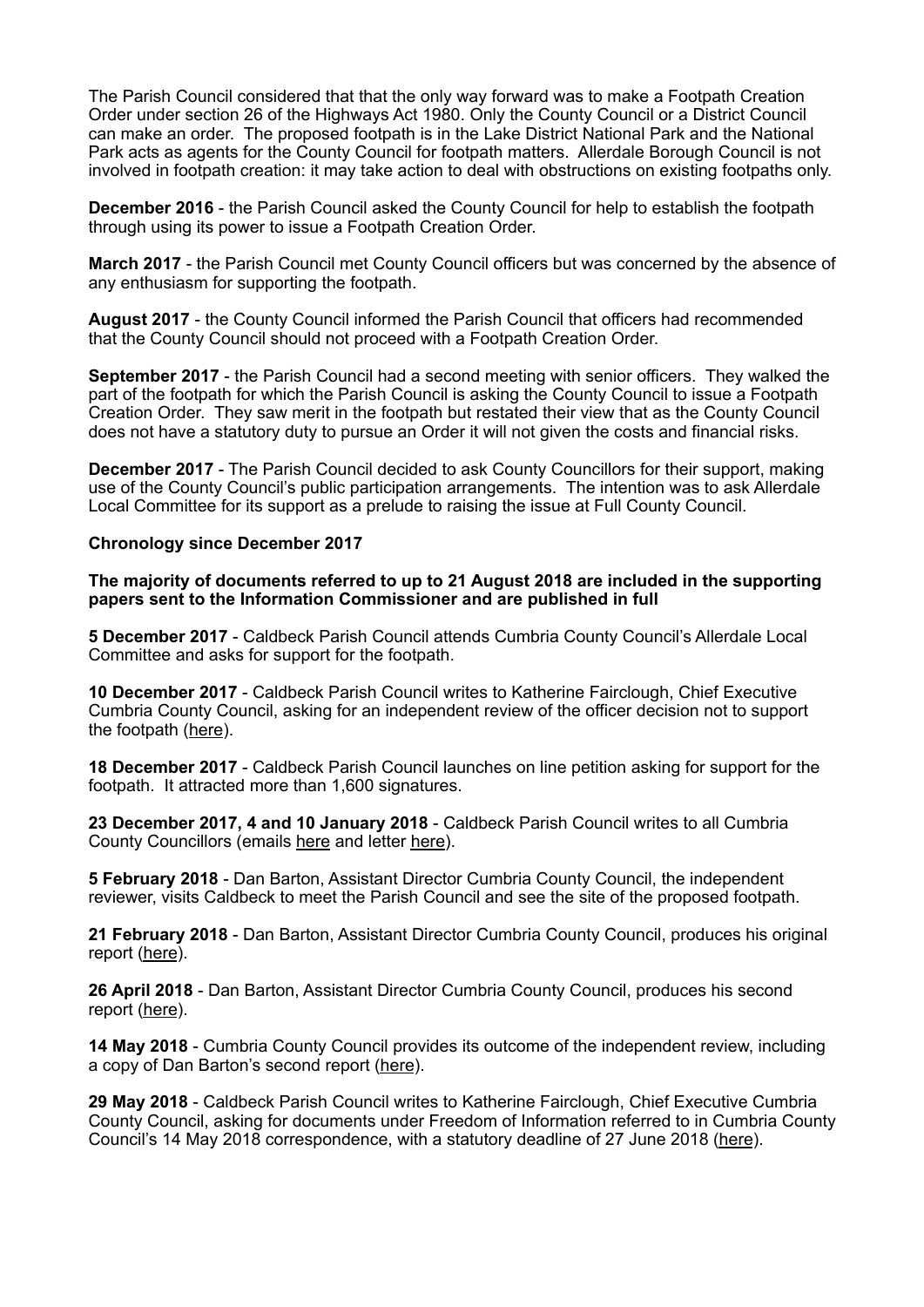The Parish Council considered that that the only way forward was to make a Footpath Creation Order under section 26 of the Highways Act 1980. Only the County Council or a District Council can make an order. The proposed footpath is in the Lake District National Park and the National Park acts as agents for the County Council for footpath matters. Allerdale Borough Council is not involved in footpath creation: it may take action to deal with obstructions on existing footpaths only.

**December 2016** - the Parish Council asked the County Council for help to establish the footpath through using its power to issue a Footpath Creation Order.

**March 2017** - the Parish Council met County Council officers but was concerned by the absence of any enthusiasm for supporting the footpath.

**August 2017** - the County Council informed the Parish Council that officers had recommended that the County Council should not proceed with a Footpath Creation Order.

**September 2017** - the Parish Council had a second meeting with senior officers. They walked the part of the footpath for which the Parish Council is asking the County Council to issue a Footpath Creation Order. They saw merit in the footpath but restated their view that as the County Council does not have a statutory duty to pursue an Order it will not given the costs and financial risks.

**December 2017** - The Parish Council decided to ask County Councillors for their support, making use of the County Council's public participation arrangements. The intention was to ask Allerdale Local Committee for its support as a prelude to raising the issue at Full County Council.

**Chronology since December 2017**

**The majority of documents referred to up to 21 August 2018 are included in the supporting papers sent to the Information Commissioner and are published in full**

**5 December 2017** - Caldbeck Parish Council attends Cumbria County Council's Allerdale Local Committee and asks for support for the footpath.

**10 December 2017** - Caldbeck Parish Council writes to Katherine Fairclough, Chief Executive Cumbria County Council, asking for an independent review of the officer decision not to support the footpath (here).

**18 December 2017** - Caldbeck Parish Council launches on line petition asking for support for the footpath. It attracted more than 1,600 signatures.

**23 December 2017, 4 and 10 January 2018** - Caldbeck Parish Council writes to all Cumbria County Councillors (emails here and letter here).

**5 February 2018** - Dan Barton, Assistant Director Cumbria County Council, the independent reviewer, visits Caldbeck to meet the Parish Council and see the site of the proposed footpath.

**21 February 2018** - Dan Barton, Assistant Director Cumbria County Council, produces his original report (here).

**26 April 2018** - Dan Barton, Assistant Director Cumbria County Council, produces his second report (here).

**14 May 2018** - Cumbria County Council provides its outcome of the independent review, including a copy of Dan Barton's second report (here).

**29 May 2018** - Caldbeck Parish Council writes to Katherine Fairclough, Chief Executive Cumbria County Council, asking for documents under Freedom of Information referred to in Cumbria County Council's 14 May 2018 correspondence, with a statutory deadline of 27 June 2018 (here).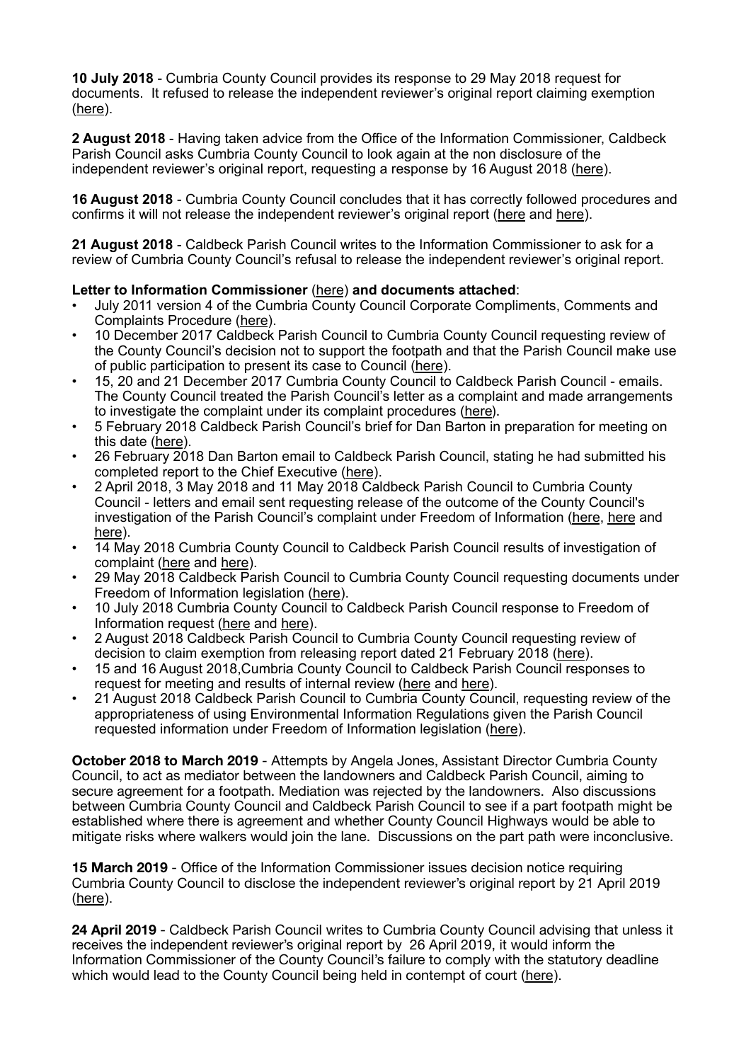**10 July 2018** - Cumbria County Council provides its response to 29 May 2018 request for documents. It refused to release the independent reviewer's original report claiming exemption (here).

**2 August 2018** - Having taken advice from the Office of the Information Commissioner, Caldbeck Parish Council asks Cumbria County Council to look again at the non disclosure of the independent reviewer's original report, requesting a response by 16 August 2018 (here).

**16 August 2018** - Cumbria County Council concludes that it has correctly followed procedures and confirms it will not release the independent reviewer's original report (here and here).

**21 August 2018** - Caldbeck Parish Council writes to the Information Commissioner to ask for a review of Cumbria County Council's refusal to release the independent reviewer's original report.

**Letter to Information Commissioner** (here) **and documents attached**:

- July 2011 version 4 of the Cumbria County Council Corporate Compliments, Comments and Complaints Procedure (here).
- 10 December 2017 Caldbeck Parish Council to Cumbria County Council requesting review of the County Council's decision not to support the footpath and that the Parish Council make use of public participation to present its case to Council (here).
- 15, 20 and 21 December 2017 Cumbria County Council to Caldbeck Parish Council - emails. The County Council treated the Parish Council's letter as a complaint and made arrangements to investigate the complaint under its complaint procedures (here).
- 5 February 2018 Caldbeck Parish Council's brief for Dan Barton in preparation for meeting on this date (here).
- 26 February 2018 Dan Barton email to Caldbeck Parish Council, stating he had submitted his completed report to the Chief Executive (here).
- 2 April 2018, 3 May 2018 and 11 May 2018 Caldbeck Parish Council to Cumbria County Council - letters and email sent requesting release of the outcome of the County Council's investigation of the Parish Council's complaint under Freedom of Information (here, here and here).
- 14 May 2018 Cumbria County Council to Caldbeck Parish Council results of investigation of complaint (here and here).
- 29 May 2018 Caldbeck Parish Council to Cumbria County Council requesting documents under Freedom of Information legislation (here).
- 10 July 2018 Cumbria County Council to Caldbeck Parish Council response to Freedom of Information request (here and here).
- 2 August 2018 Caldbeck Parish Council to Cumbria County Council requesting review of decision to claim exemption from releasing report dated 21 February 2018 (here).
- 15 and 16 August 2018,Cumbria County Council to Caldbeck Parish Council responses to request for meeting and results of internal review (here and here).
- 21 August 2018 Caldbeck Parish Council to Cumbria County Council, requesting review of the appropriateness of using Environmental Information Regulations given the Parish Council requested information under Freedom of Information legislation (here).

**October 2018 to March 2019** - Attempts by Angela Jones, Assistant Director Cumbria County Council, to act as mediator between the landowners and Caldbeck Parish Council, aiming to secure agreement for a footpath. Mediation was rejected by the landowners. Also discussions between Cumbria County Council and Caldbeck Parish Council to see if a part footpath might be established where there is agreement and whether County Council Highways would be able to mitigate risks where walkers would join the lane. Discussions on the part path were inconclusive.

**15 March 2019** - Office of the Information Commissioner issues decision notice requiring Cumbria County Council to disclose the independent reviewer's original report by 21 April 2019 (here).

**24 April 2019** - Caldbeck Parish Council writes to Cumbria County Council advising that unless it receives the independent reviewer's original report by 26 April 2019, it would inform the Information Commissioner of the County Council's failure to comply with the statutory deadline which would lead to the County Council being held in contempt of court (here).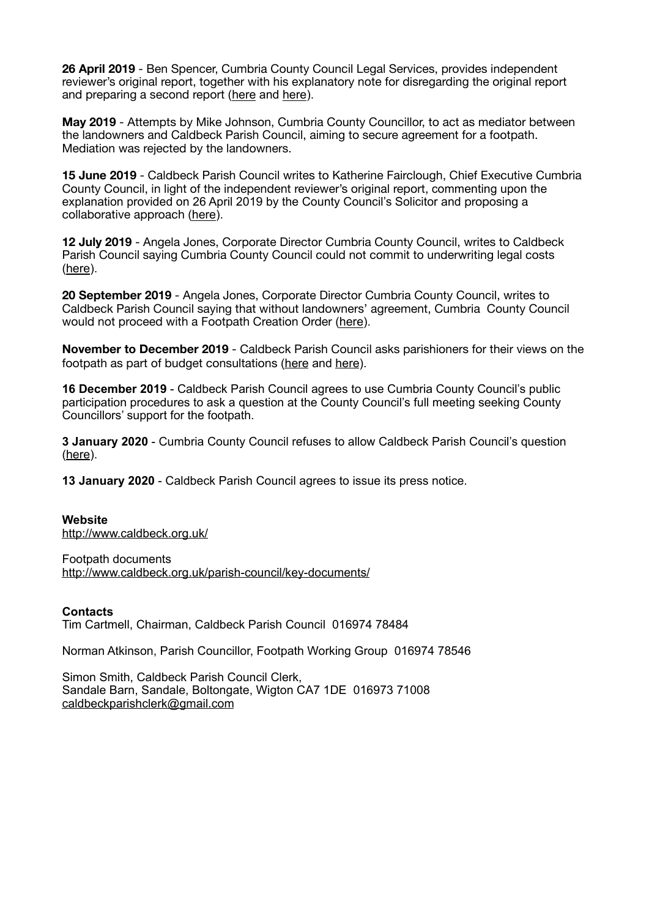**26 April 2019** - Ben Spencer, Cumbria County Council Legal Services, provides independent reviewer's original report, together with his explanatory note for disregarding the original report and preparing a second report (here and here).

**May 2019** - Attempts by Mike Johnson, Cumbria County Councillor, to act as mediator between the landowners and Caldbeck Parish Council, aiming to secure agreement for a footpath. Mediation was rejected by the landowners.

**15 June 2019** - Caldbeck Parish Council writes to Katherine Fairclough, Chief Executive Cumbria County Council, in light of the independent reviewer's original report, commenting upon the explanation provided on 26 April 2019 by the County Council's Solicitor and proposing a collaborative approach (here).

**12 July 2019** - Angela Jones, Corporate Director Cumbria County Council, writes to Caldbeck Parish Council saying Cumbria County Council could not commit to underwriting legal costs (here).

**20 September 2019** - Angela Jones, Corporate Director Cumbria County Council, writes to Caldbeck Parish Council saying that without landowners' agreement, Cumbria County Council would not proceed with a Footpath Creation Order (here).

**November to December 2019** - Caldbeck Parish Council asks parishioners for their views on the footpath as part of budget consultations (here and here).

**16 December 2019** - Caldbeck Parish Council agrees to use Cumbria County Council's public participation procedures to ask a question at the County Council's full meeting seeking County Councillors' support for the footpath.

**3 January 2020** - Cumbria County Council refuses to allow Caldbeck Parish Council's question (here).

**13 January 2020** - Caldbeck Parish Council agrees to issue its press notice.

**Website**
http://www.caldbeck.org.uk/

Footpath documents
http://www.caldbeck.org.uk/parish-council/key-documents/

**Contacts**
Tim Cartmell, Chairman, Caldbeck Parish Council 016974 78484

Norman Atkinson, Parish Councillor, Footpath Working Group 016974 78546

Simon Smith, Caldbeck Parish Council Clerk,
Sandale Barn, Sandale, Boltongate, Wigton CA7 1DE 016973 71008
caldbeckparishclerk@gmail.com